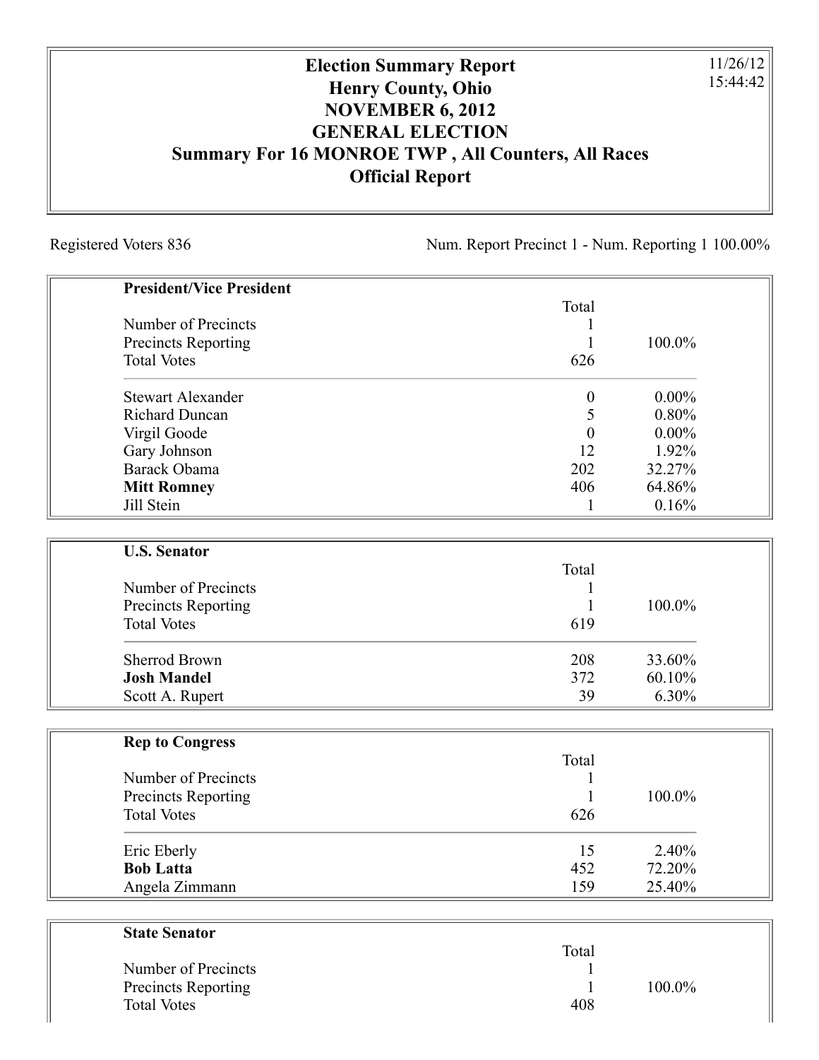# Election Summary Report
# Henry County, Ohio
# NOVEMBER 6, 2012
# GENERAL ELECTION
# Summary For 16 MONROE TWP , All Counters, All Races
# Official Report

11/26/12
15:44:42

Registered Voters 836

Num. Report Precinct 1 - Num. Reporting 1 100.00%

| **President/Vice President** | Total | |
|---|---|---|
| Number of Precincts | 1 | |
| Precincts Reporting | 1 | 100.0% |
| Total Votes | 626 | |
| Stewart Alexander | 0 | 0.00% |
| Richard Duncan | 5 | 0.80% |
| Virgil Goode | 0 | 0.00% |
| Gary Johnson | 12 | 1.92% |
| Barack Obama | 202 | 32.27% |
| **Mitt Romney** | 406 | 64.86% |
| Jill Stein | 1 | 0.16% |

| **U.S. Senator** | Total | |
|---|---|---|
| Number of Precincts | 1 | |
| Precincts Reporting | 1 | 100.0% |
| Total Votes | 619 | |
| Sherrod Brown | 208 | 33.60% |
| **Josh Mandel** | 372 | 60.10% |
| Scott A. Rupert | 39 | 6.30% |

| **Rep to Congress** | Total | |
|---|---|---|
| Number of Precincts | 1 | |
| Precincts Reporting | 1 | 100.0% |
| Total Votes | 626 | |
| Eric Eberly | 15 | 2.40% |
| **Bob Latta** | 452 | 72.20% |
| Angela Zimmann | 159 | 25.40% |

| **State Senator** | Total | |
|---|---|---|
| Number of Precincts | 1 | |
| Precincts Reporting | 1 | 100.0% |
| Total Votes | 408 | |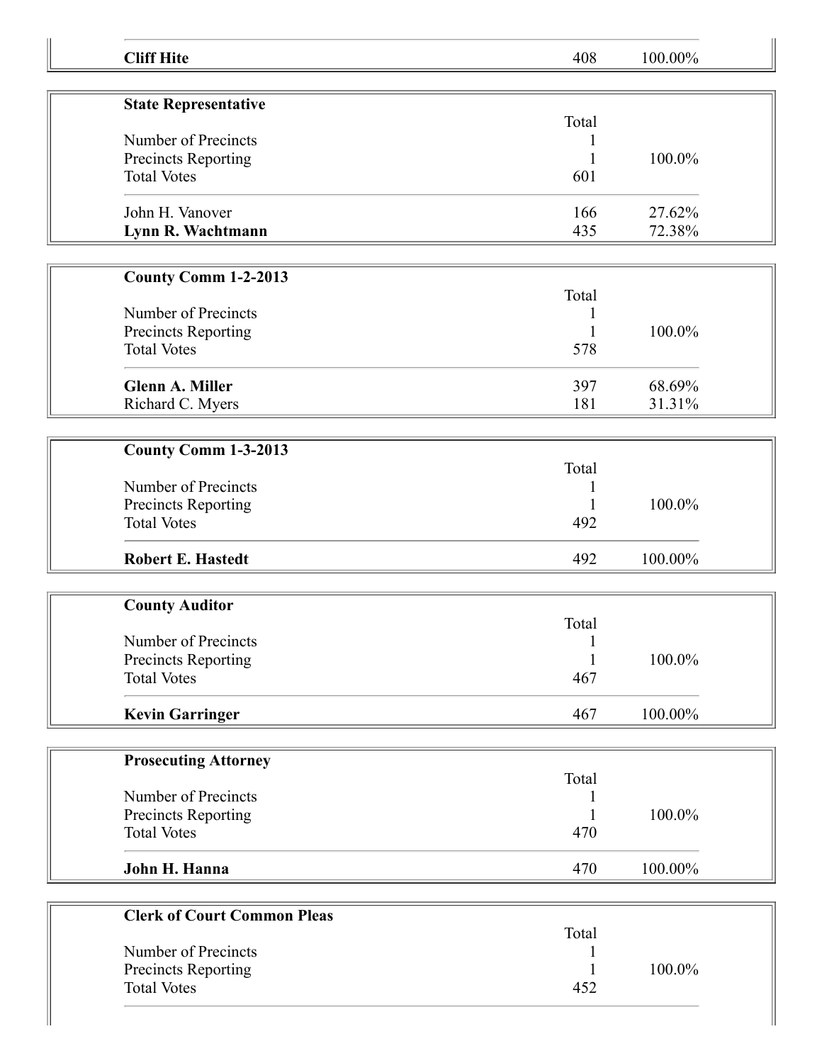| **Cliff Hite** | 408 | 100.00% |
|---|---|---|

| **State Representative** | | |
|---|---|---|
| | Total | |
| Number of Precincts | 1 | |
| Precincts Reporting | 1 | 100.0% |
| Total Votes | 601 | |
| John H. Vanover | 166 | 27.62% |
| **Lynn R. Wachtmann** | 435 | 72.38% |

| **County Comm 1-2-2013** | | |
|---|---|---|
| | Total | |
| Number of Precincts | 1 | |
| Precincts Reporting | 1 | 100.0% |
| Total Votes | 578 | |
| **Glenn A. Miller** | 397 | 68.69% |
| Richard C. Myers | 181 | 31.31% |

| **County Comm 1-3-2013** | | |
|---|---|---|
| | Total | |
| Number of Precincts | 1 | |
| Precincts Reporting | 1 | 100.0% |
| Total Votes | 492 | |
| **Robert E. Hastedt** | 492 | 100.00% |

| **County Auditor** | | |
|---|---|---|
| | Total | |
| Number of Precincts | 1 | |
| Precincts Reporting | 1 | 100.0% |
| Total Votes | 467 | |
| **Kevin Garringer** | 467 | 100.00% |

| **Prosecuting Attorney** | | |
|---|---|---|
| | Total | |
| Number of Precincts | 1 | |
| Precincts Reporting | 1 | 100.0% |
| Total Votes | 470 | |
| **John H. Hanna** | 470 | 100.00% |

| **Clerk of Court Common Pleas** | | |
|---|---|---|
| | Total | |
| Number of Precincts | 1 | |
| Precincts Reporting | 1 | 100.0% |
| Total Votes | 452 | |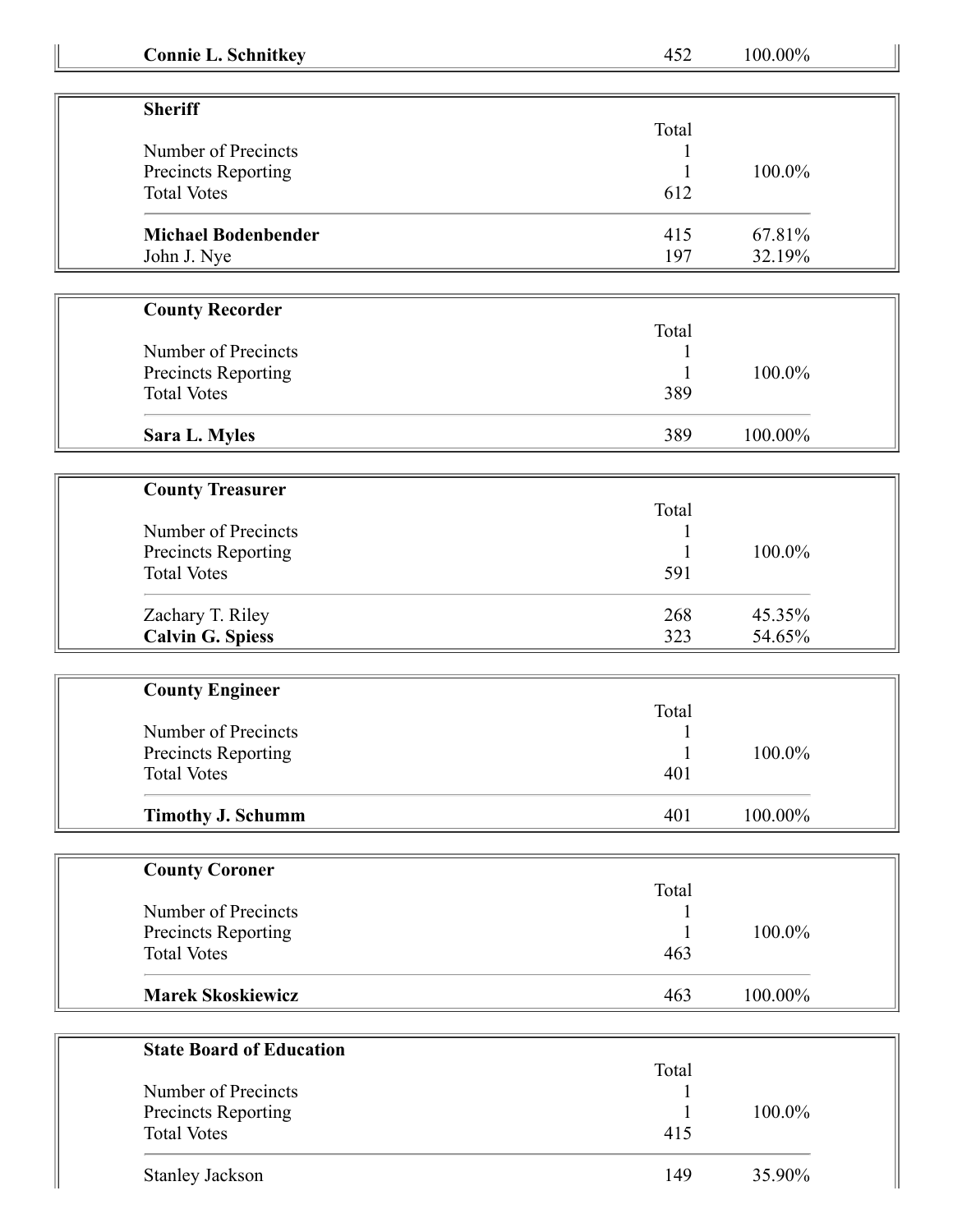| | | |
|---|---|---|
| **Connie L. Schnitkey** | 452 | 100.00% |

| **Sheriff** | Total | |
|---|---|---|
| Number of Precincts | 1 | |
| Precincts Reporting | 1 | 100.0% |
| Total Votes | 612 | |
| **Michael Bodenbender** | 415 | 67.81% |
| John J. Nye | 197 | 32.19% |

| **County Recorder** | Total | |
|---|---|---|
| Number of Precincts | 1 | |
| Precincts Reporting | 1 | 100.0% |
| Total Votes | 389 | |
| **Sara L. Myles** | 389 | 100.00% |

| **County Treasurer** | Total | |
|---|---|---|
| Number of Precincts | 1 | |
| Precincts Reporting | 1 | 100.0% |
| Total Votes | 591 | |
| Zachary T. Riley | 268 | 45.35% |
| **Calvin G. Spiess** | 323 | 54.65% |

| **County Engineer** | Total | |
|---|---|---|
| Number of Precincts | 1 | |
| Precincts Reporting | 1 | 100.0% |
| Total Votes | 401 | |
| **Timothy J. Schumm** | 401 | 100.00% |

| **County Coroner** | Total | |
|---|---|---|
| Number of Precincts | 1 | |
| Precincts Reporting | 1 | 100.0% |
| Total Votes | 463 | |
| **Marek Skoskiewicz** | 463 | 100.00% |

| **State Board of Education** | Total | |
|---|---|---|
| Number of Precincts | 1 | |
| Precincts Reporting | 1 | 100.0% |
| Total Votes | 415 | |
| Stanley Jackson | 149 | 35.90% |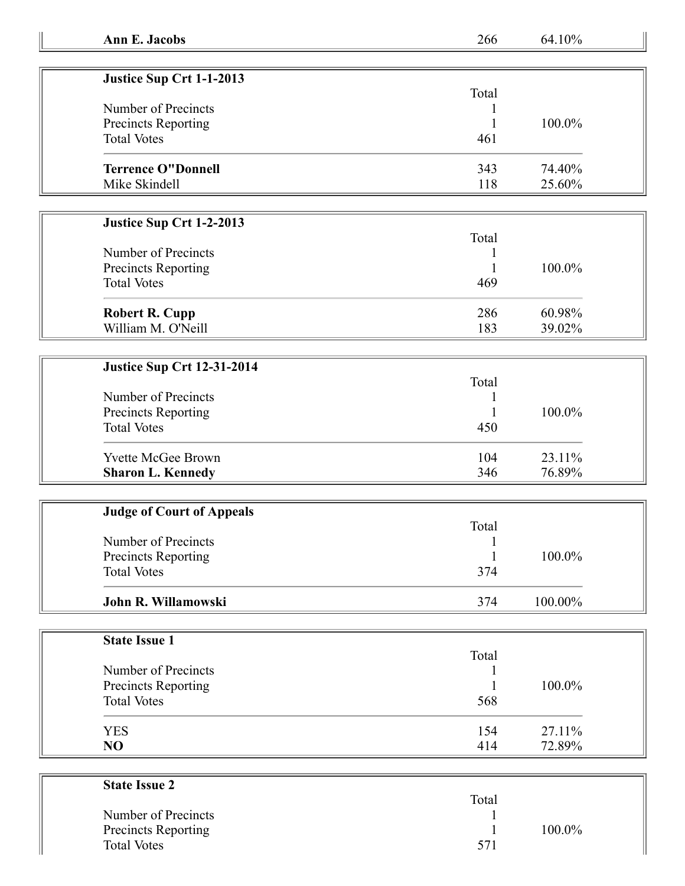| **Ann E. Jacobs** | 266 | 64.10% |
| --- | --- | --- |

| **Justice Sup Crt 1-1-2013** | | |
| --- | --- | --- |
| | Total | |
| Number of Precincts | 1 | |
| Precincts Reporting | 1 | 100.0% |
| Total Votes | 461 | |
| **Terrence O"Donnell** | 343 | 74.40% |
| Mike Skindell | 118 | 25.60% |

| **Justice Sup Crt 1-2-2013** | | |
| --- | --- | --- |
| | Total | |
| Number of Precincts | 1 | |
| Precincts Reporting | 1 | 100.0% |
| Total Votes | 469 | |
| **Robert R. Cupp** | 286 | 60.98% |
| William M. O'Neill | 183 | 39.02% |

| **Justice Sup Crt 12-31-2014** | | |
| --- | --- | --- |
| | Total | |
| Number of Precincts | 1 | |
| Precincts Reporting | 1 | 100.0% |
| Total Votes | 450 | |
| Yvette McGee Brown | 104 | 23.11% |
| **Sharon L. Kennedy** | 346 | 76.89% |

| **Judge of Court of Appeals** | | |
| --- | --- | --- |
| | Total | |
| Number of Precincts | 1 | |
| Precincts Reporting | 1 | 100.0% |
| Total Votes | 374 | |
| **John R. Willamowski** | 374 | 100.00% |

| **State Issue 1** | | |
| --- | --- | --- |
| | Total | |
| Number of Precincts | 1 | |
| Precincts Reporting | 1 | 100.0% |
| Total Votes | 568 | |
| YES | 154 | 27.11% |
| **NO** | 414 | 72.89% |

| **State Issue 2** | | |
| --- | --- | --- |
| | Total | |
| Number of Precincts | 1 | |
| Precincts Reporting | 1 | 100.0% |
| Total Votes | 571 | |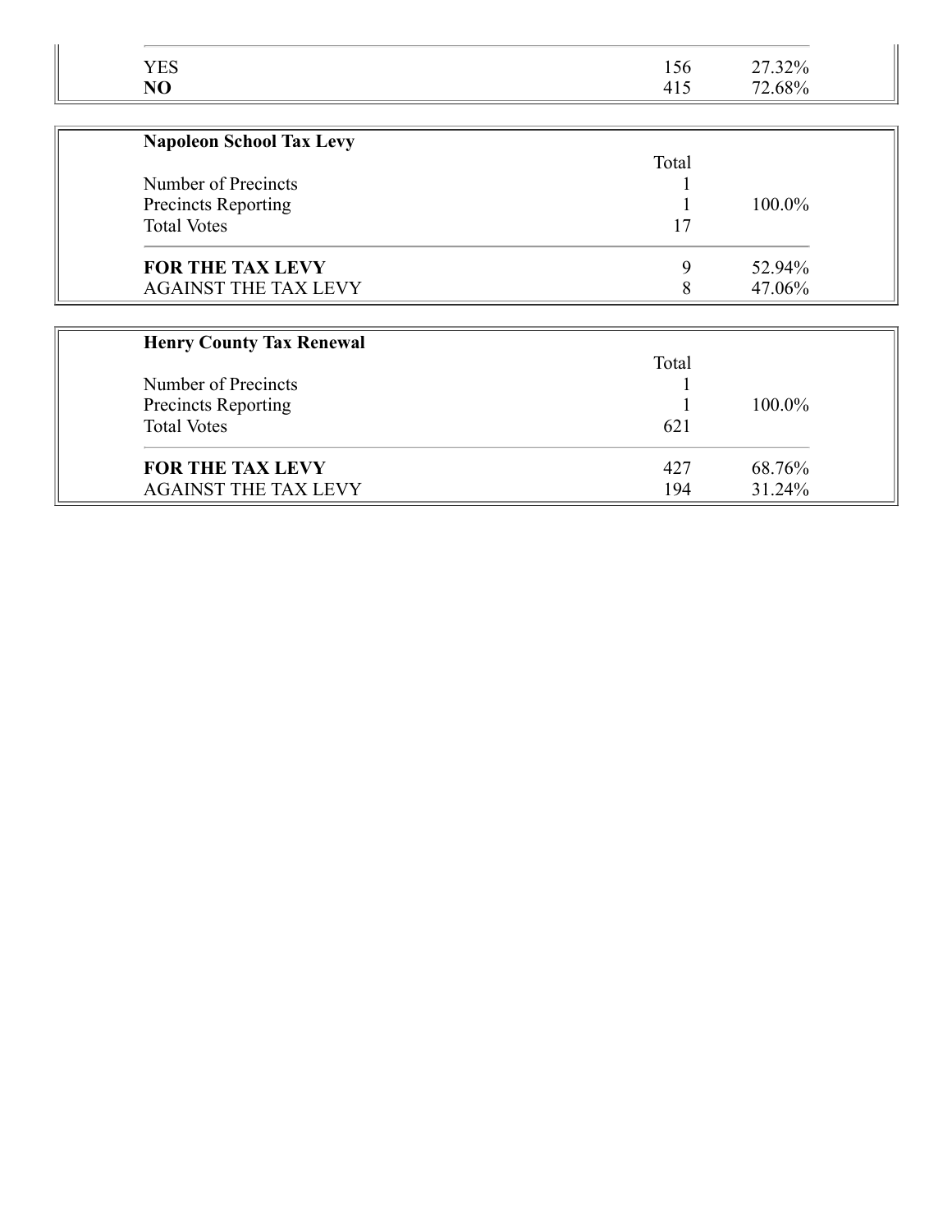| | | |
|---|---|---|
| YES | 156 | 27.32% |
| **NO** | 415 | 72.68% |

**Napoleon School Tax Levy**

| | Total | |
|---|---|---|
| Number of Precincts | 1 | |
| Precincts Reporting | 1 | 100.0% |
| Total Votes | 17 | |
| **FOR THE TAX LEVY** | 9 | 52.94% |
| AGAINST THE TAX LEVY | 8 | 47.06% |

**Henry County Tax Renewal**

| | Total | |
|---|---|---|
| Number of Precincts | 1 | |
| Precincts Reporting | 1 | 100.0% |
| Total Votes | 621 | |
| **FOR THE TAX LEVY** | 427 | 68.76% |
| AGAINST THE TAX LEVY | 194 | 31.24% |